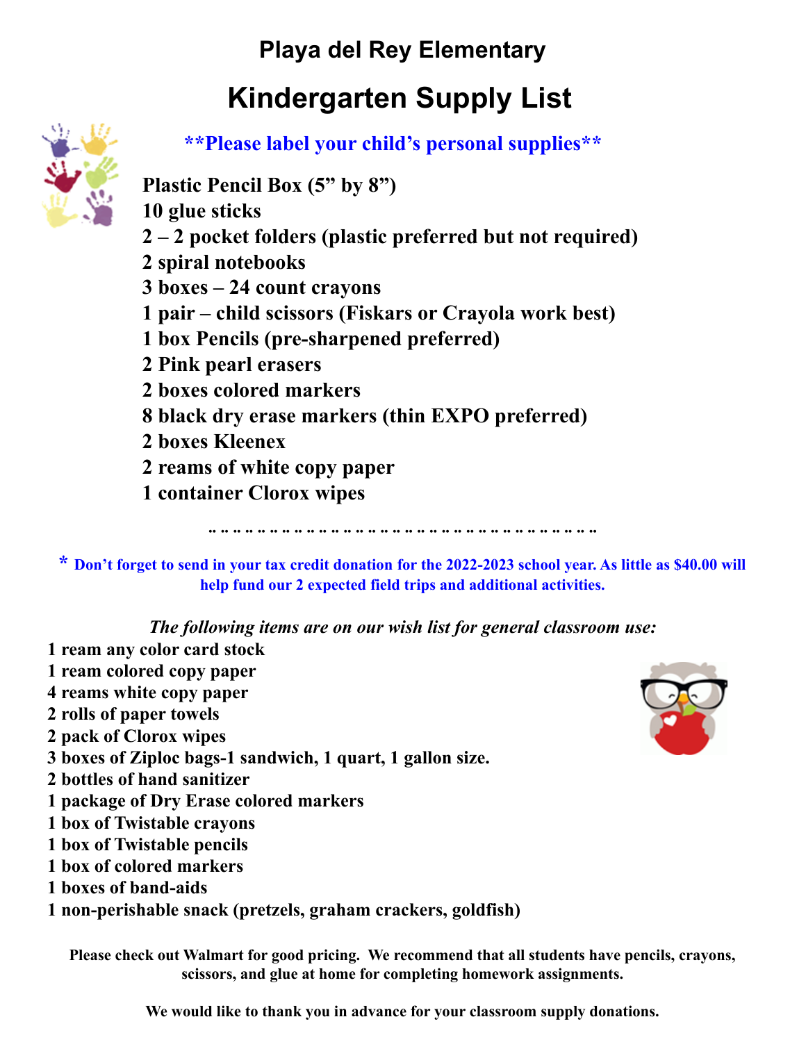# Playa del Rey Elementary

# Kindergarten Supply List

**\*\*Please label your child's personal supplies\*\***

**Plastic Pencil Box (5" by 8")**
**10 glue sticks**
**2 – 2 pocket folders (plastic preferred but not required)**
**2 spiral notebooks**
**3 boxes – 24 count crayons**
**1 pair – child scissors (Fiskars or Crayola work best)**
**1 box Pencils (pre-sharpened preferred)**
**2 Pink pearl erasers**
**2 boxes colored markers**
**8 black dry erase markers (thin EXPO preferred)**
**2 boxes Kleenex**
**2 reams of white copy paper**
**1 container Clorox wipes**

**\* Don't forget to send in your tax credit donation for the 2022-2023 school year. As little as $40.00 will help fund our 2 expected field trips and additional activities.**

***The following items are on our wish list for general classroom use:***

**1 ream any color card stock**
**1 ream colored copy paper**
**4 reams white copy paper**
**2 rolls of paper towels**
**2 pack of Clorox wipes**
**3 boxes of Ziploc bags-1 sandwich, 1 quart, 1 gallon size.**
**2 bottles of hand sanitizer**
**1 package of Dry Erase colored markers**
**1 box of Twistable crayons**
**1 box of Twistable pencils**
**1 box of colored markers**
**1 boxes of band-aids**
**1 non-perishable snack (pretzels, graham crackers, goldfish)**

**Please check out Walmart for good pricing. We recommend that all students have pencils, crayons, scissors, and glue at home for completing homework assignments.**

**We would like to thank you in advance for your classroom supply donations.**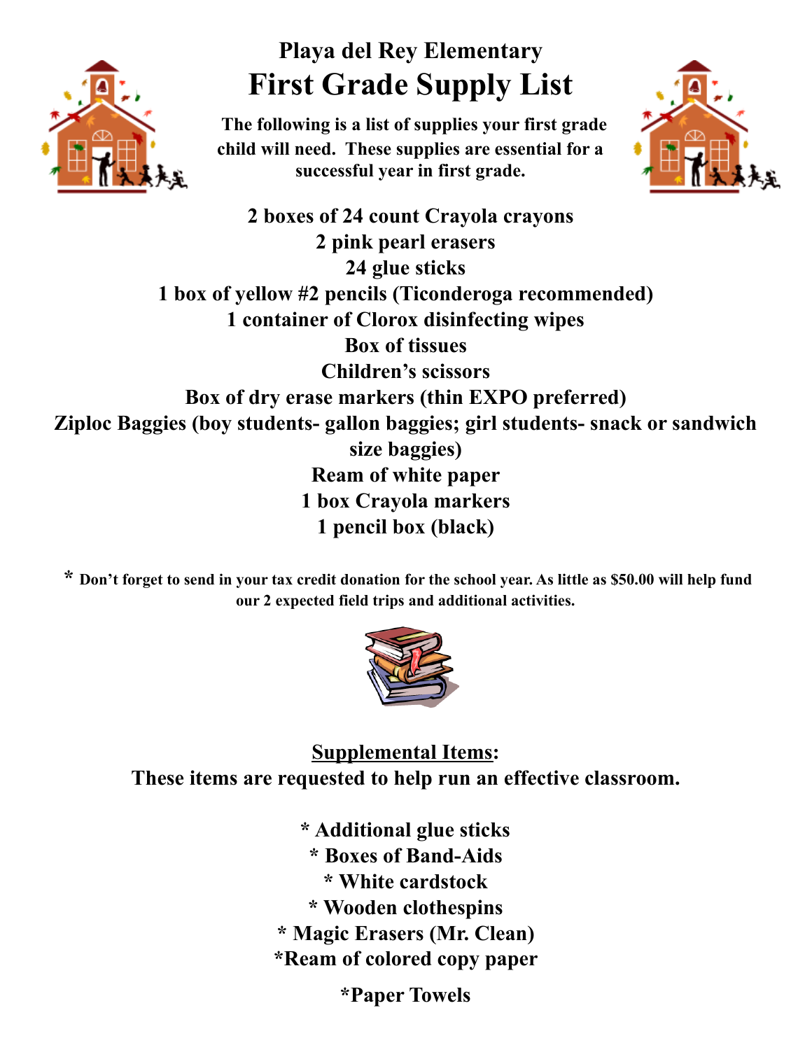# Playa del Rey Elementary

# First Grade Supply List

**The following is a list of supplies your first grade child will need. These supplies are essential for a successful year in first grade.**

**2 boxes of 24 count Crayola crayons**
**2 pink pearl erasers**
**24 glue sticks**
**1 box of yellow #2 pencils (Ticonderoga recommended)**
**1 container of Clorox disinfecting wipes**
**Box of tissues**
**Children's scissors**
**Box of dry erase markers (thin EXPO preferred)**
**Ziploc Baggies (boy students- gallon baggies; girl students- snack or sandwich size baggies)**
**Ream of white paper**
**1 box Crayola markers**
**1 pencil box (black)**

**\* Don't forget to send in your tax credit donation for the school year. As little as $50.00 will help fund our 2 expected field trips and additional activities.**

**<u>Supplemental Items</u>:**
**These items are requested to help run an effective classroom.**

**\* Additional glue sticks**
**\* Boxes of Band-Aids**
**\* White cardstock**
**\* Wooden clothespins**
**\* Magic Erasers (Mr. Clean)**
**\*Ream of colored copy paper**
**\*Paper Towels**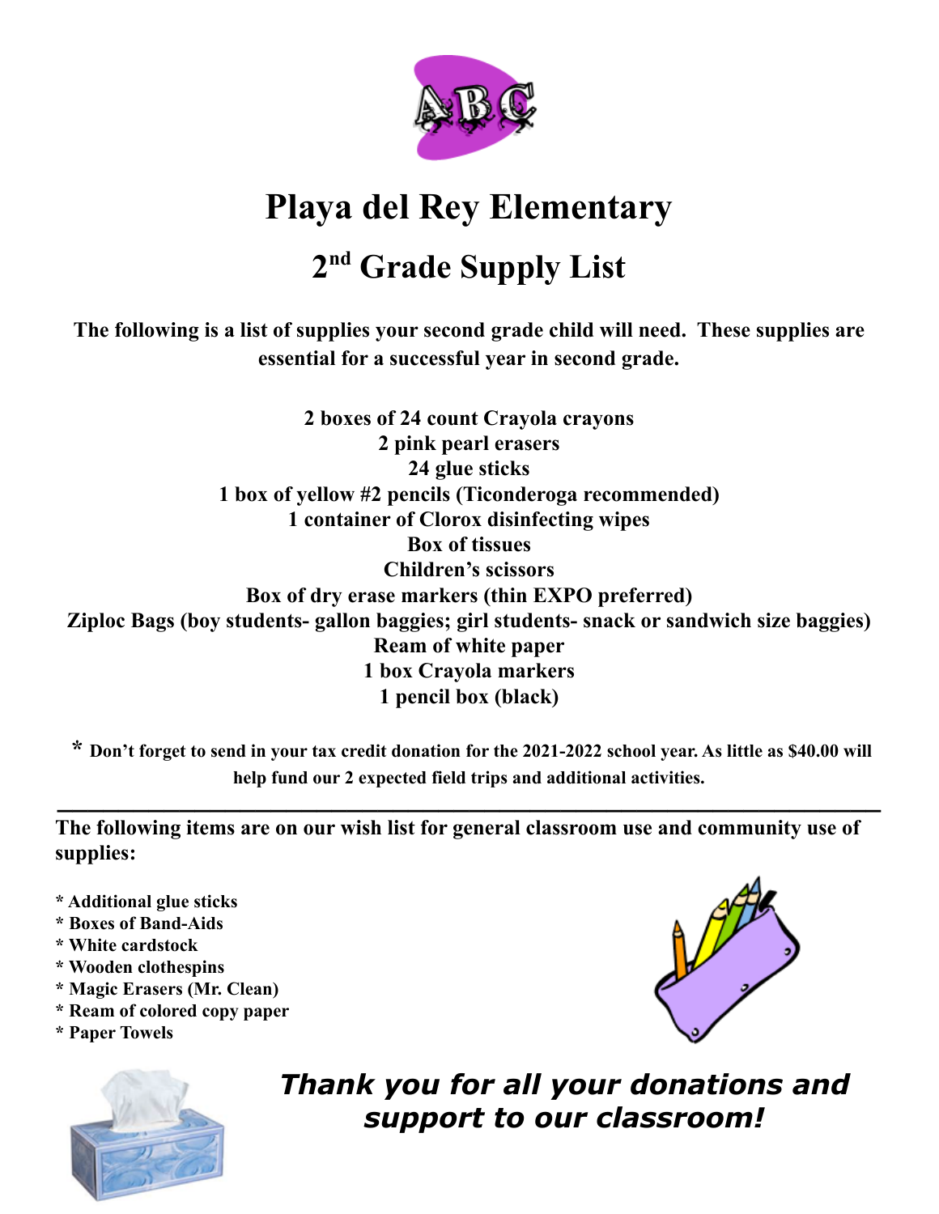# Playa del Rey Elementary

## 2nd Grade Supply List

**The following is a list of supplies your second grade child will need. These supplies are essential for a successful year in second grade.**

**2 boxes of 24 count Crayola crayons**
**2 pink pearl erasers**
**24 glue sticks**
**1 box of yellow #2 pencils (Ticonderoga recommended)**
**1 container of Clorox disinfecting wipes**
**Box of tissues**
**Children's scissors**
**Box of dry erase markers (thin EXPO preferred)**
**Ziploc Bags (boy students- gallon baggies; girl students- snack or sandwich size baggies)**
**Ream of white paper**
**1 box Crayola markers**
**1 pencil box (black)**

**\* Don't forget to send in your tax credit donation for the 2021-2022 school year. As little as $40.00 will help fund our 2 expected field trips and additional activities.**

---

**The following items are on our wish list for general classroom use and community use of supplies:**

- **Additional glue sticks**
- **Boxes of Band-Aids**
- **White cardstock**
- **Wooden clothespins**
- **Magic Erasers (Mr. Clean)**
- **Ream of colored copy paper**
- **Paper Towels**

***Thank you for all your donations and support to our classroom!***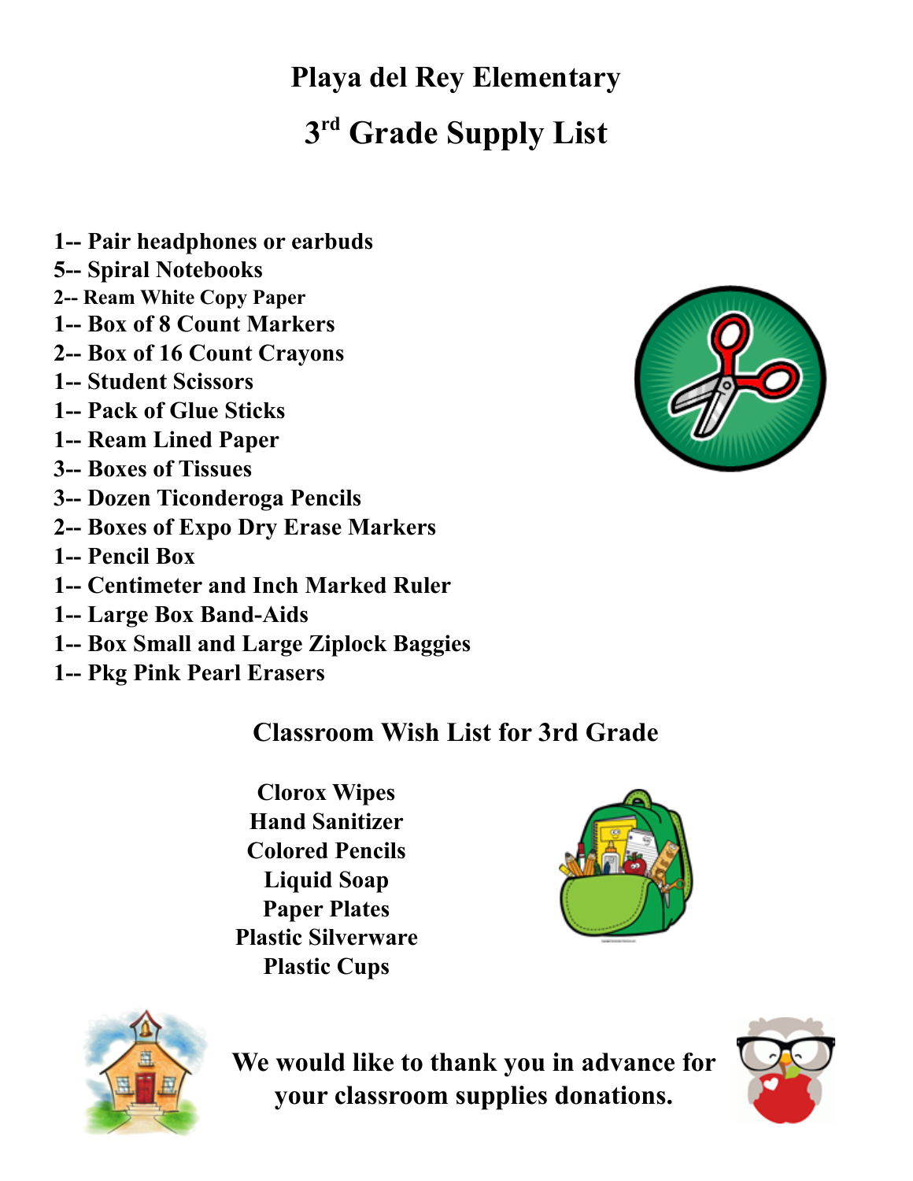# Playa del Rey Elementary

## 3rd Grade Supply List

1-- Pair headphones or earbuds
5-- Spiral Notebooks
2-- Ream White Copy Paper
1-- Box of 8 Count Markers
2-- Box of 16 Count Crayons
1-- Student Scissors
1-- Pack of Glue Sticks
1-- Ream Lined Paper
3-- Boxes of Tissues
3-- Dozen Ticonderoga Pencils
2-- Boxes of Expo Dry Erase Markers
1-- Pencil Box
1-- Centimeter and Inch Marked Ruler
1-- Large Box Band-Aids
1-- Box Small and Large Ziplock Baggies
1-- Pkg Pink Pearl Erasers

### Classroom Wish List for 3rd Grade

Clorox Wipes
Hand Sanitizer
Colored Pencils
Liquid Soap
Paper Plates
Plastic Silverware
Plastic Cups

**We would like to thank you in advance for your classroom supplies donations.**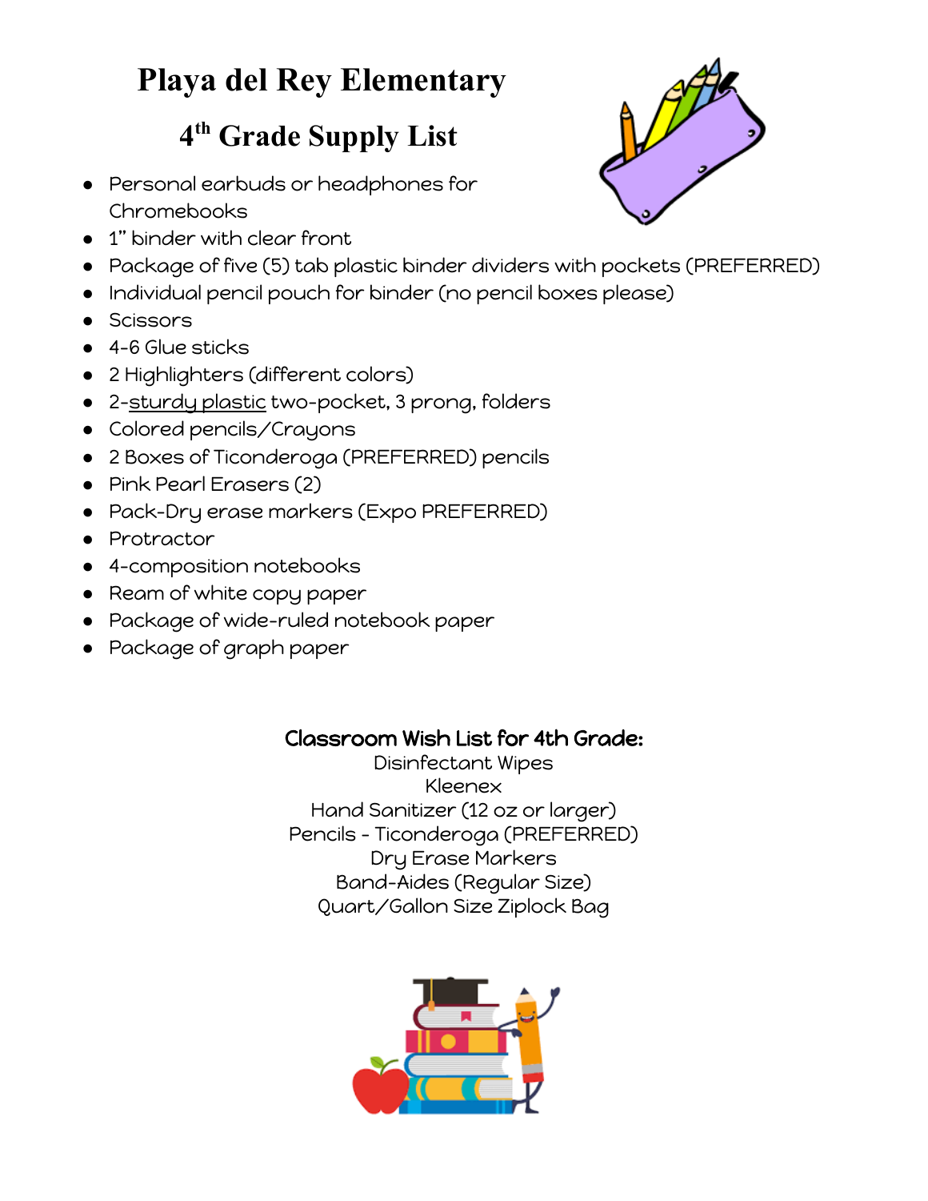# Playa del Rey Elementary

## 4th Grade Supply List

- Personal earbuds or headphones for Chromebooks
- 1" binder with clear front
- Package of five (5) tab plastic binder dividers with pockets (PREFERRED)
- Individual pencil pouch for binder (no pencil boxes please)
- Scissors
- 4-6 Glue sticks
- 2 Highlighters (different colors)
- 2-sturdy plastic two-pocket, 3 prong, folders
- Colored pencils/Crayons
- 2 Boxes of Ticonderoga (PREFERRED) pencils
- Pink Pearl Erasers (2)
- Pack-Dry erase markers (Expo PREFERRED)
- Protractor
- 4-composition notebooks
- Ream of white copy paper
- Package of wide-ruled notebook paper
- Package of graph paper

**Classroom Wish List for 4th Grade:**

Disinfectant Wipes
Kleenex
Hand Sanitizer (12 oz or larger)
Pencils - Ticonderoga (PREFERRED)
Dry Erase Markers
Band-Aides (Regular Size)
Quart/Gallon Size Ziplock Bag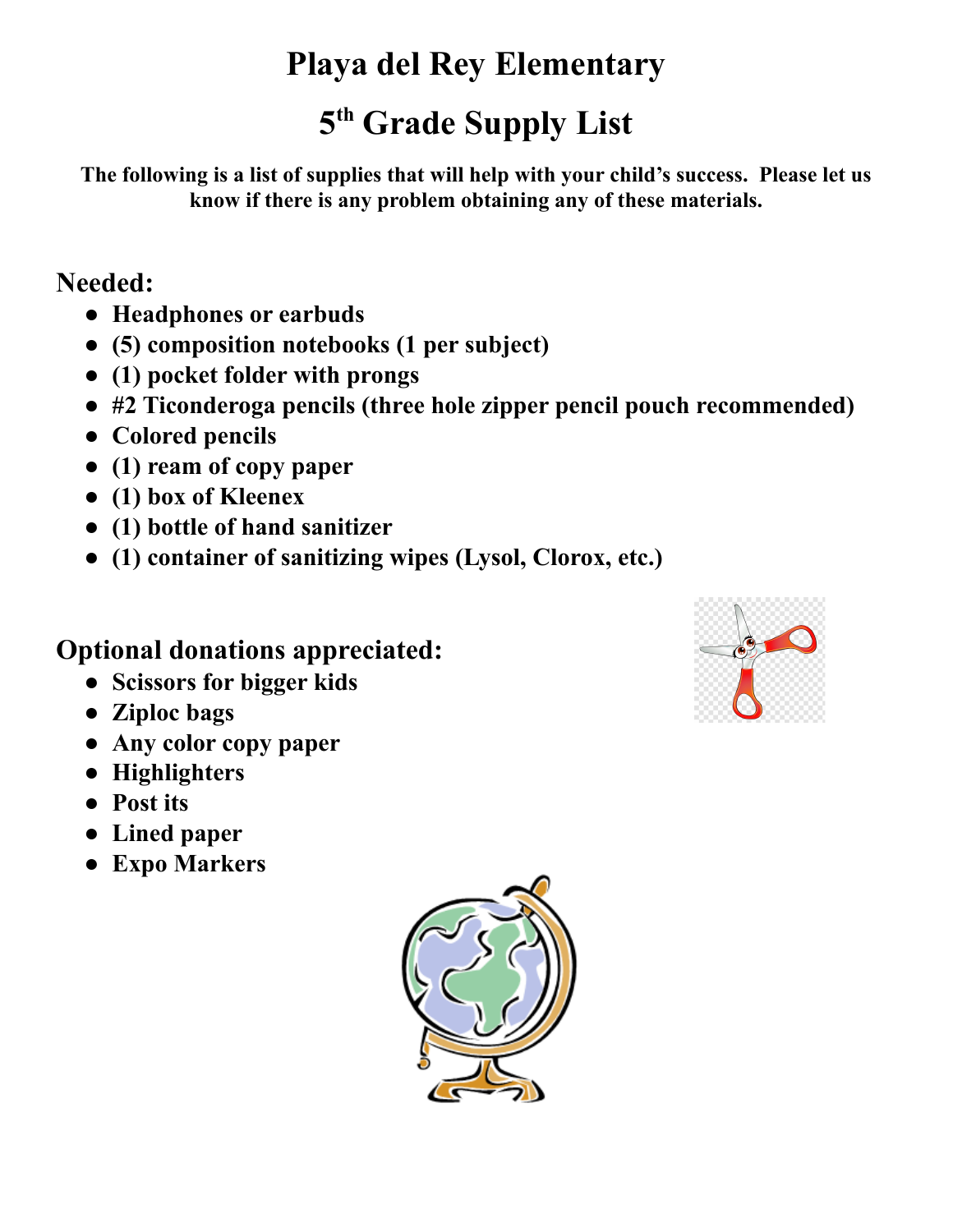# Playa del Rey Elementary

## 5th Grade Supply List

**The following is a list of supplies that will help with your child's success. Please let us know if there is any problem obtaining any of these materials.**

### Needed:

- **Headphones or earbuds**
- **(5) composition notebooks (1 per subject)**
- **(1) pocket folder with prongs**
- **#2 Ticonderoga pencils (three hole zipper pencil pouch recommended)**
- **Colored pencils**
- **(1) ream of copy paper**
- **(1) box of Kleenex**
- **(1) bottle of hand sanitizer**
- **(1) container of sanitizing wipes (Lysol, Clorox, etc.)**

### Optional donations appreciated:

- **Scissors for bigger kids**
- **Ziploc bags**
- **Any color copy paper**
- **Highlighters**
- **Post its**
- **Lined paper**
- **Expo Markers**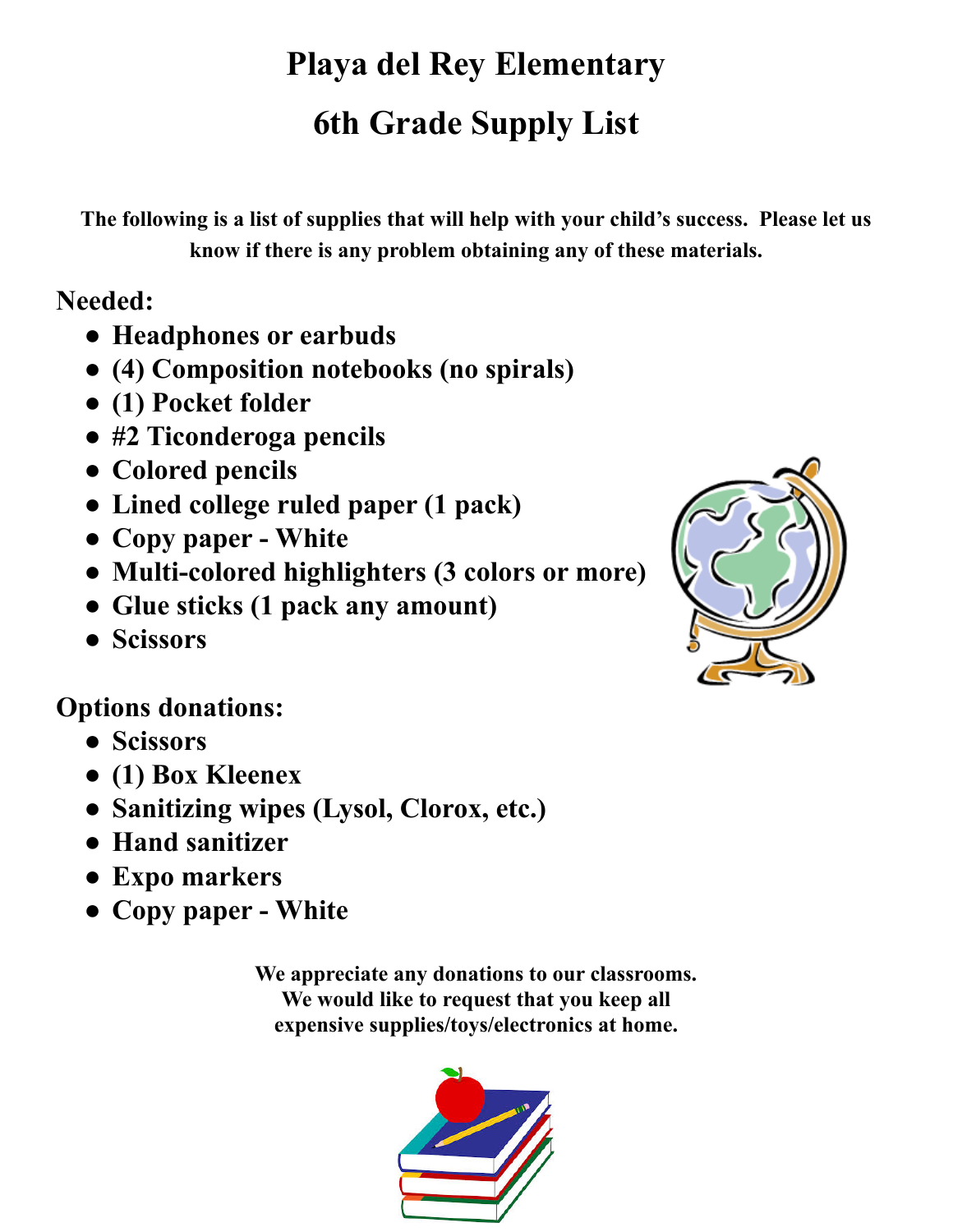# Playa del Rey Elementary

# 6th Grade Supply List

**The following is a list of supplies that will help with your child's success. Please let us know if there is any problem obtaining any of these materials.**

## Needed:

- **Headphones or earbuds**
- **(4) Composition notebooks (no spirals)**
- **(1) Pocket folder**
- **#2 Ticonderoga pencils**
- **Colored pencils**
- **Lined college ruled paper (1 pack)**
- **Copy paper - White**
- **Multi-colored highlighters (3 colors or more)**
- **Glue sticks (1 pack any amount)**
- **Scissors**

## Options donations:

- **Scissors**
- **(1) Box Kleenex**
- **Sanitizing wipes (Lysol, Clorox, etc.)**
- **Hand sanitizer**
- **Expo markers**
- **Copy paper - White**

**We appreciate any donations to our classrooms. We would like to request that you keep all expensive supplies/toys/electronics at home.**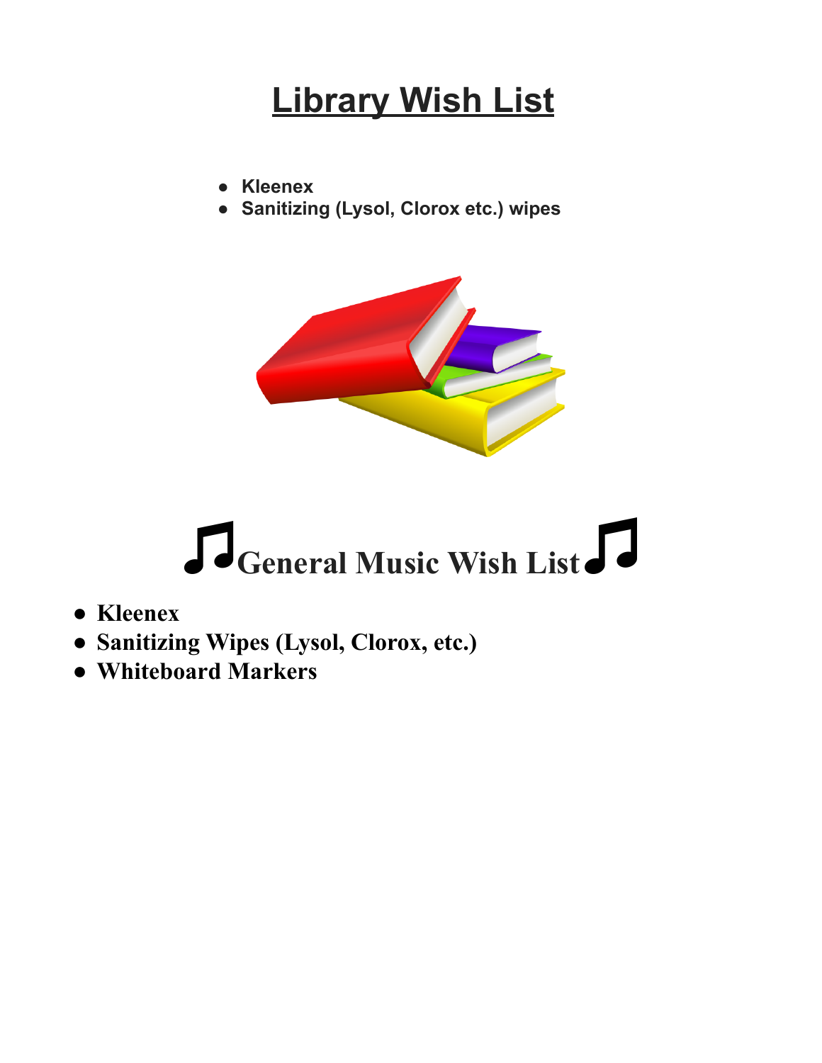# Library Wish List

- **Kleenex**
- **Sanitizing (Lysol, Clorox etc.) wipes**

# ♫General Music Wish List♫

- **Kleenex**
- **Sanitizing Wipes (Lysol, Clorox, etc.)**
- **Whiteboard Markers**